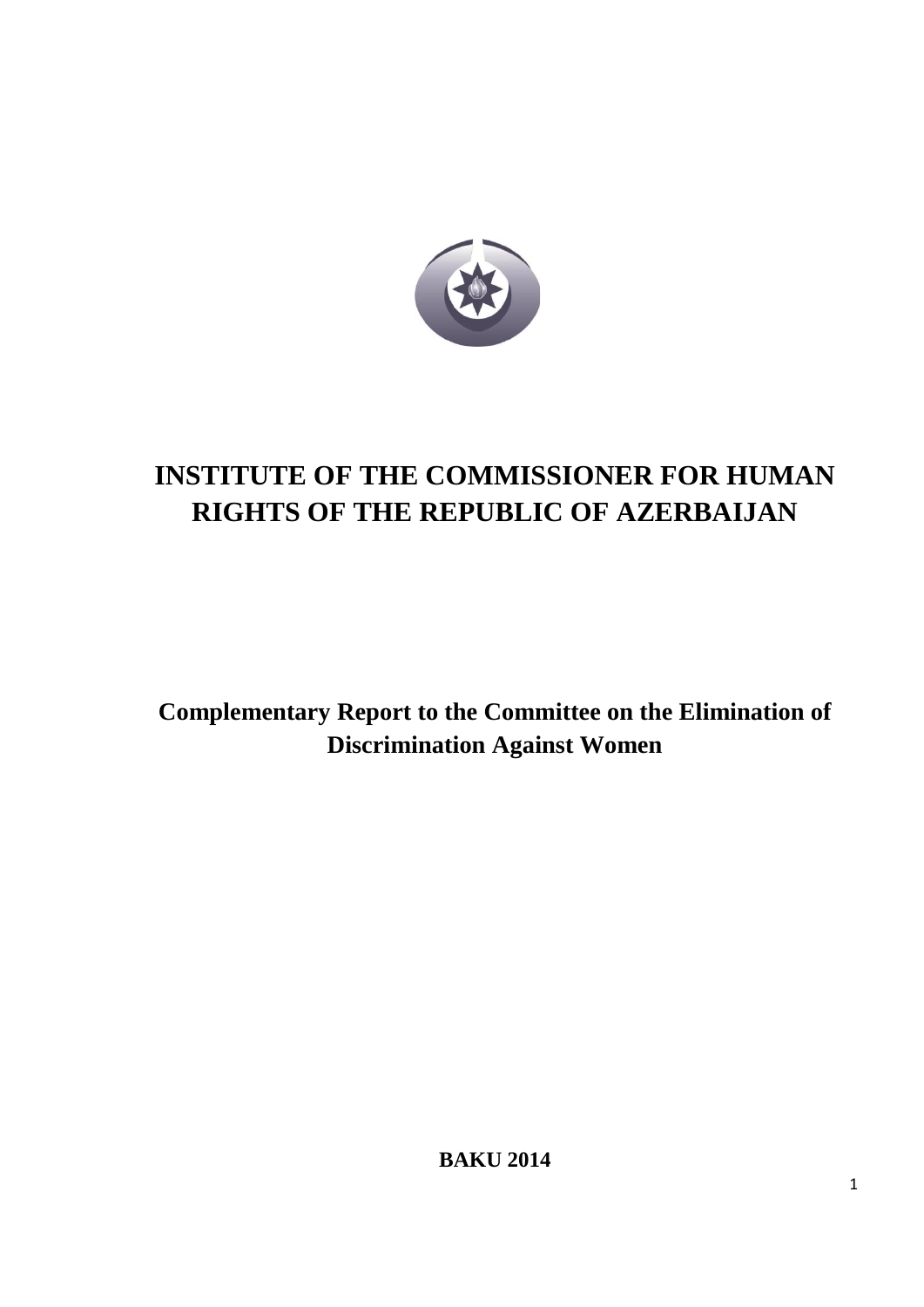# INSTITUTE OF THE COMMISSIONER FOR HUMAN RIGHTS OF THE REPUBLIC OF AZERBAIJAN

## Complementary Report to the Committee on the Elimination of Discrimination Against Women

**BAKU 2014**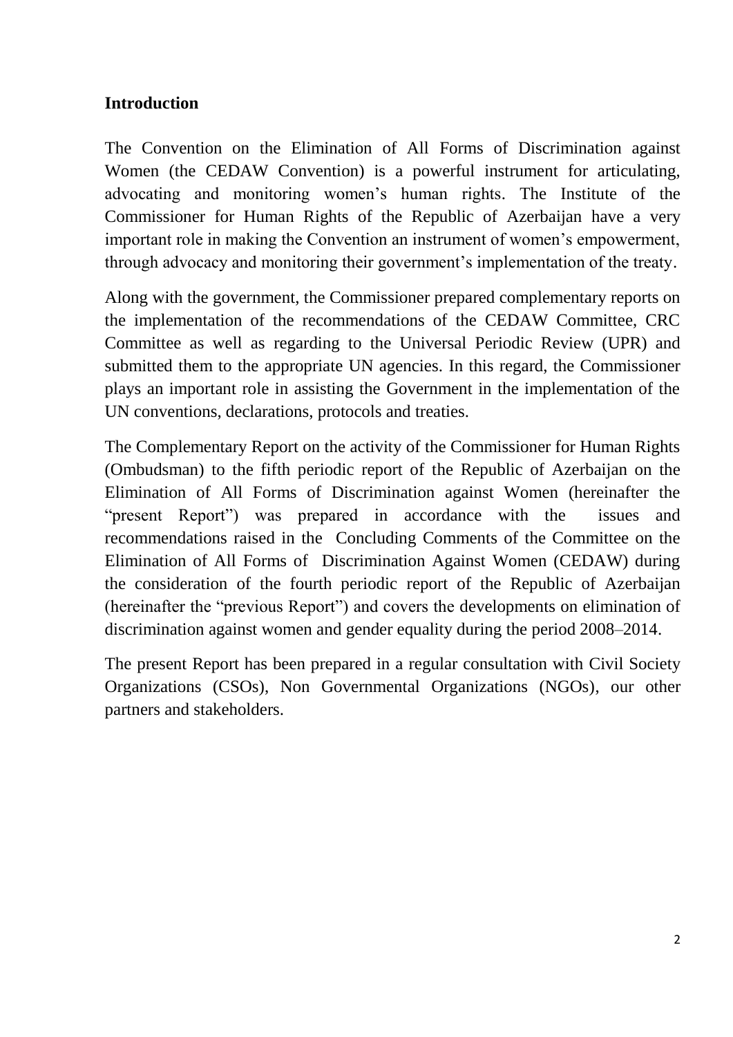## Introduction

The Convention on the Elimination of All Forms of Discrimination against Women (the CEDAW Convention) is a powerful instrument for articulating, advocating and monitoring women's human rights. The Institute of the Commissioner for Human Rights of the Republic of Azerbaijan have a very important role in making the Convention an instrument of women's empowerment, through advocacy and monitoring their government's implementation of the treaty.

Along with the government, the Commissioner prepared complementary reports on the implementation of the recommendations of the CEDAW Committee, CRC Committee as well as regarding to the Universal Periodic Review (UPR) and submitted them to the appropriate UN agencies. In this regard, the Commissioner plays an important role in assisting the Government in the implementation of the UN conventions, declarations, protocols and treaties.

The Complementary Report on the activity of the Commissioner for Human Rights (Ombudsman) to the fifth periodic report of the Republic of Azerbaijan on the Elimination of All Forms of Discrimination against Women (hereinafter the "present Report") was prepared in accordance with the issues and recommendations raised in the Concluding Comments of the Committee on the Elimination of All Forms of Discrimination Against Women (CEDAW) during the consideration of the fourth periodic report of the Republic of Azerbaijan (hereinafter the "previous Report") and covers the developments on elimination of discrimination against women and gender equality during the period 2008–2014.

The present Report has been prepared in a regular consultation with Civil Society Organizations (CSOs), Non Governmental Organizations (NGOs), our other partners and stakeholders.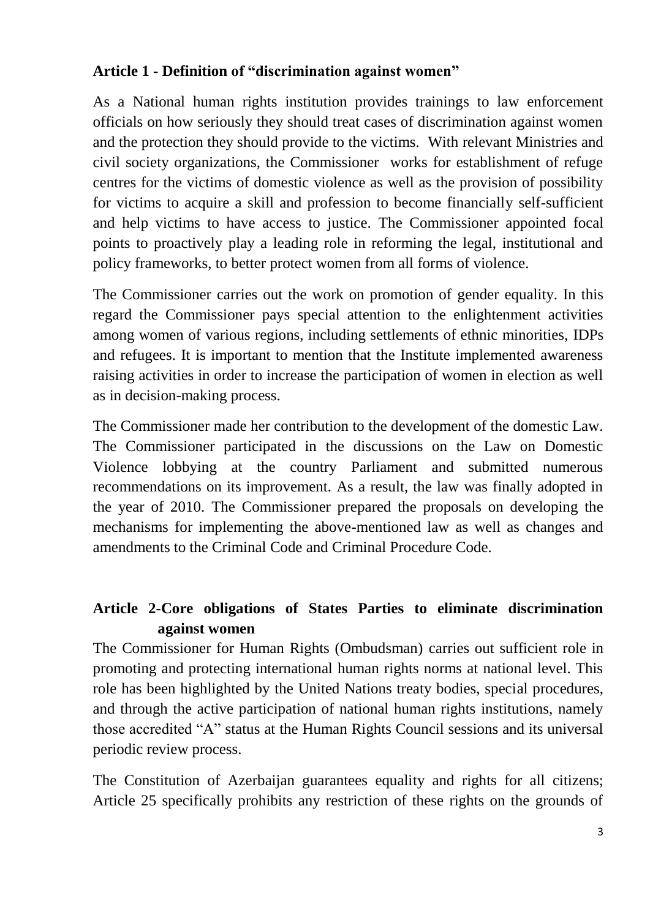**Article 1 - Definition of "discrimination against women"**

As a National human rights institution provides trainings to law enforcement officials on how seriously they should treat cases of discrimination against women and the protection they should provide to the victims. With relevant Ministries and civil society organizations, the Commissioner works for establishment of refuge centres for the victims of domestic violence as well as the provision of possibility for victims to acquire a skill and profession to become financially self-sufficient and help victims to have access to justice. The Commissioner appointed focal points to proactively play a leading role in reforming the legal, institutional and policy frameworks, to better protect women from all forms of violence.

The Commissioner carries out the work on promotion of gender equality. In this regard the Commissioner pays special attention to the enlightenment activities among women of various regions, including settlements of ethnic minorities, IDPs and refugees. It is important to mention that the Institute implemented awareness raising activities in order to increase the participation of women in election as well as in decision-making process.

The Commissioner made her contribution to the development of the domestic Law. The Commissioner participated in the discussions on the Law on Domestic Violence lobbying at the country Parliament and submitted numerous recommendations on its improvement. As a result, the law was finally adopted in the year of 2010. The Commissioner prepared the proposals on developing the mechanisms for implementing the above-mentioned law as well as changes and amendments to the Criminal Code and Criminal Procedure Code.

**Article 2-Core obligations of States Parties to eliminate discrimination against women**

The Commissioner for Human Rights (Ombudsman) carries out sufficient role in promoting and protecting international human rights norms at national level. This role has been highlighted by the United Nations treaty bodies, special procedures, and through the active participation of national human rights institutions, namely those accredited "A" status at the Human Rights Council sessions and its universal periodic review process.

The Constitution of Azerbaijan guarantees equality and rights for all citizens; Article 25 specifically prohibits any restriction of these rights on the grounds of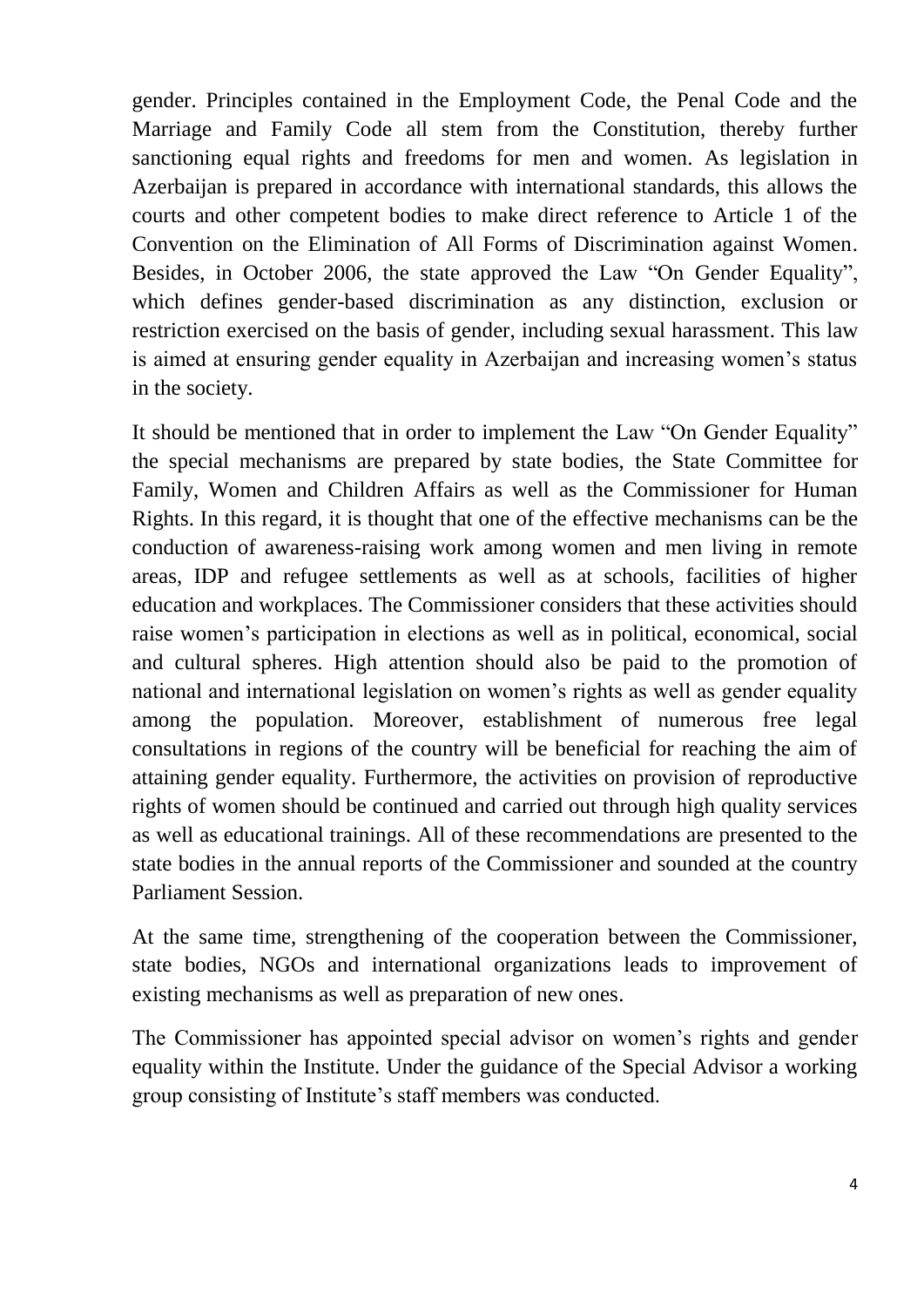gender. Principles contained in the Employment Code, the Penal Code and the Marriage and Family Code all stem from the Constitution, thereby further sanctioning equal rights and freedoms for men and women. As legislation in Azerbaijan is prepared in accordance with international standards, this allows the courts and other competent bodies to make direct reference to Article 1 of the Convention on the Elimination of All Forms of Discrimination against Women. Besides, in October 2006, the state approved the Law "On Gender Equality", which defines gender-based discrimination as any distinction, exclusion or restriction exercised on the basis of gender, including sexual harassment. This law is aimed at ensuring gender equality in Azerbaijan and increasing women's status in the society.

It should be mentioned that in order to implement the Law "On Gender Equality" the special mechanisms are prepared by state bodies, the State Committee for Family, Women and Children Affairs as well as the Commissioner for Human Rights. In this regard, it is thought that one of the effective mechanisms can be the conduction of awareness-raising work among women and men living in remote areas, IDP and refugee settlements as well as at schools, facilities of higher education and workplaces. The Commissioner considers that these activities should raise women's participation in elections as well as in political, economical, social and cultural spheres. High attention should also be paid to the promotion of national and international legislation on women's rights as well as gender equality among the population. Moreover, establishment of numerous free legal consultations in regions of the country will be beneficial for reaching the aim of attaining gender equality. Furthermore, the activities on provision of reproductive rights of women should be continued and carried out through high quality services as well as educational trainings. All of these recommendations are presented to the state bodies in the annual reports of the Commissioner and sounded at the country Parliament Session.

At the same time, strengthening of the cooperation between the Commissioner, state bodies, NGOs and international organizations leads to improvement of existing mechanisms as well as preparation of new ones.

The Commissioner has appointed special advisor on women's rights and gender equality within the Institute. Under the guidance of the Special Advisor a working group consisting of Institute's staff members was conducted.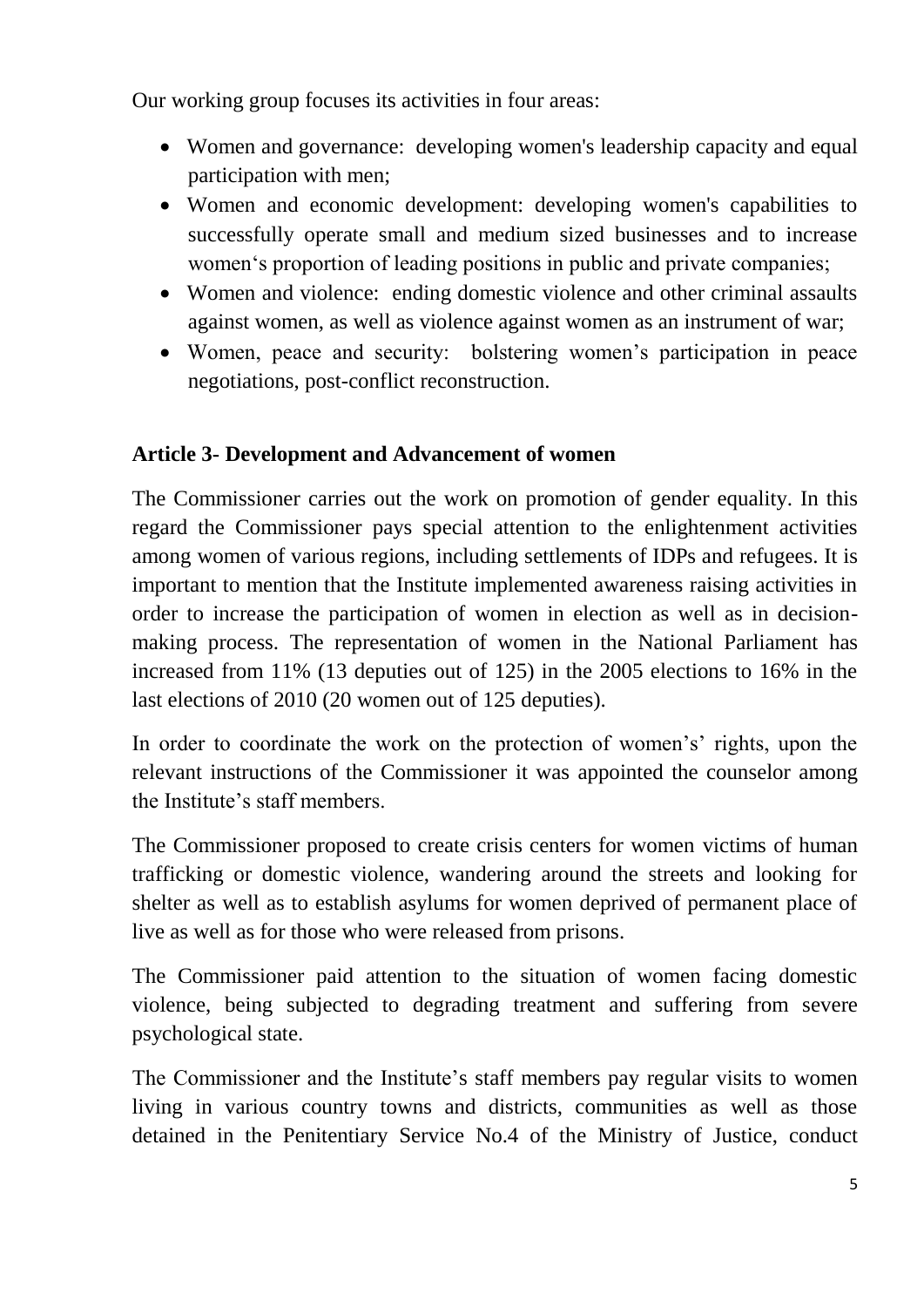Our working group focuses its activities in four areas:

- Women and governance: developing women's leadership capacity and equal participation with men;
- Women and economic development: developing women's capabilities to successfully operate small and medium sized businesses and to increase women‘s proportion of leading positions in public and private companies;
- Women and violence: ending domestic violence and other criminal assaults against women, as well as violence against women as an instrument of war;
- Women, peace and security: bolstering women's participation in peace negotiations, post-conflict reconstruction.

**Article 3- Development and Advancement of women**

The Commissioner carries out the work on promotion of gender equality. In this regard the Commissioner pays special attention to the enlightenment activities among women of various regions, including settlements of IDPs and refugees. It is important to mention that the Institute implemented awareness raising activities in order to increase the participation of women in election as well as in decision-making process. The representation of women in the National Parliament has increased from 11% (13 deputies out of 125) in the 2005 elections to 16% in the last elections of 2010 (20 women out of 125 deputies).

In order to coordinate the work on the protection of women's' rights, upon the relevant instructions of the Commissioner it was appointed the counselor among the Institute's staff members.

The Commissioner proposed to create crisis centers for women victims of human trafficking or domestic violence, wandering around the streets and looking for shelter as well as to establish asylums for women deprived of permanent place of live as well as for those who were released from prisons.

The Commissioner paid attention to the situation of women facing domestic violence, being subjected to degrading treatment and suffering from severe psychological state.

The Commissioner and the Institute's staff members pay regular visits to women living in various country towns and districts, communities as well as those detained in the Penitentiary Service No.4 of the Ministry of Justice, conduct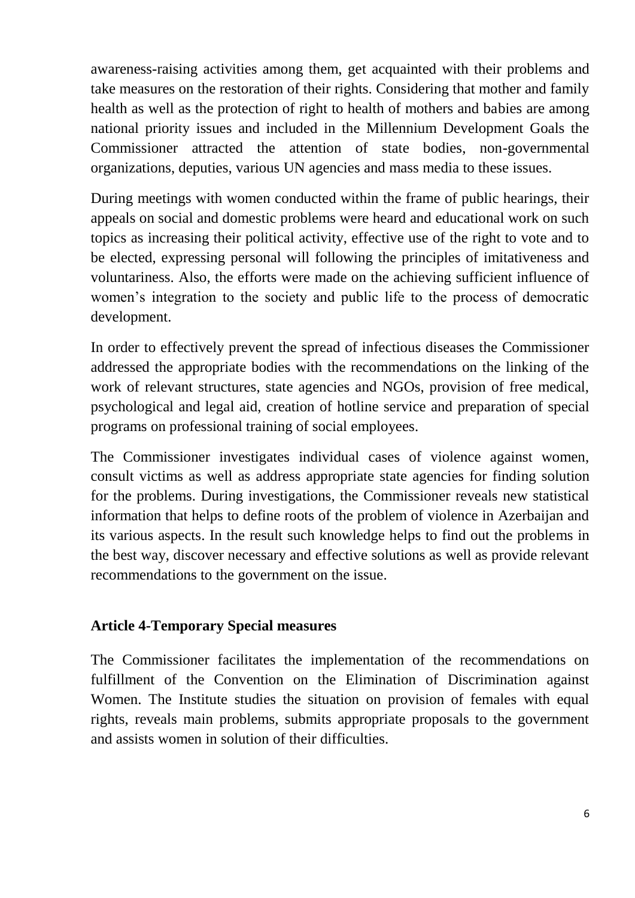awareness-raising activities among them, get acquainted with their problems and take measures on the restoration of their rights. Considering that mother and family health as well as the protection of right to health of mothers and babies are among national priority issues and included in the Millennium Development Goals the Commissioner attracted the attention of state bodies, non-governmental organizations, deputies, various UN agencies and mass media to these issues.

During meetings with women conducted within the frame of public hearings, their appeals on social and domestic problems were heard and educational work on such topics as increasing their political activity, effective use of the right to vote and to be elected, expressing personal will following the principles of imitativeness and voluntariness. Also, the efforts were made on the achieving sufficient influence of women's integration to the society and public life to the process of democratic development.

In order to effectively prevent the spread of infectious diseases the Commissioner addressed the appropriate bodies with the recommendations on the linking of the work of relevant structures, state agencies and NGOs, provision of free medical, psychological and legal aid, creation of hotline service and preparation of special programs on professional training of social employees.

The Commissioner investigates individual cases of violence against women, consult victims as well as address appropriate state agencies for finding solution for the problems. During investigations, the Commissioner reveals new statistical information that helps to define roots of the problem of violence in Azerbaijan and its various aspects. In the result such knowledge helps to find out the problems in the best way, discover necessary and effective solutions as well as provide relevant recommendations to the government on the issue.

## Article 4-Temporary Special measures

The Commissioner facilitates the implementation of the recommendations on fulfillment of the Convention on the Elimination of Discrimination against Women. The Institute studies the situation on provision of females with equal rights, reveals main problems, submits appropriate proposals to the government and assists women in solution of their difficulties.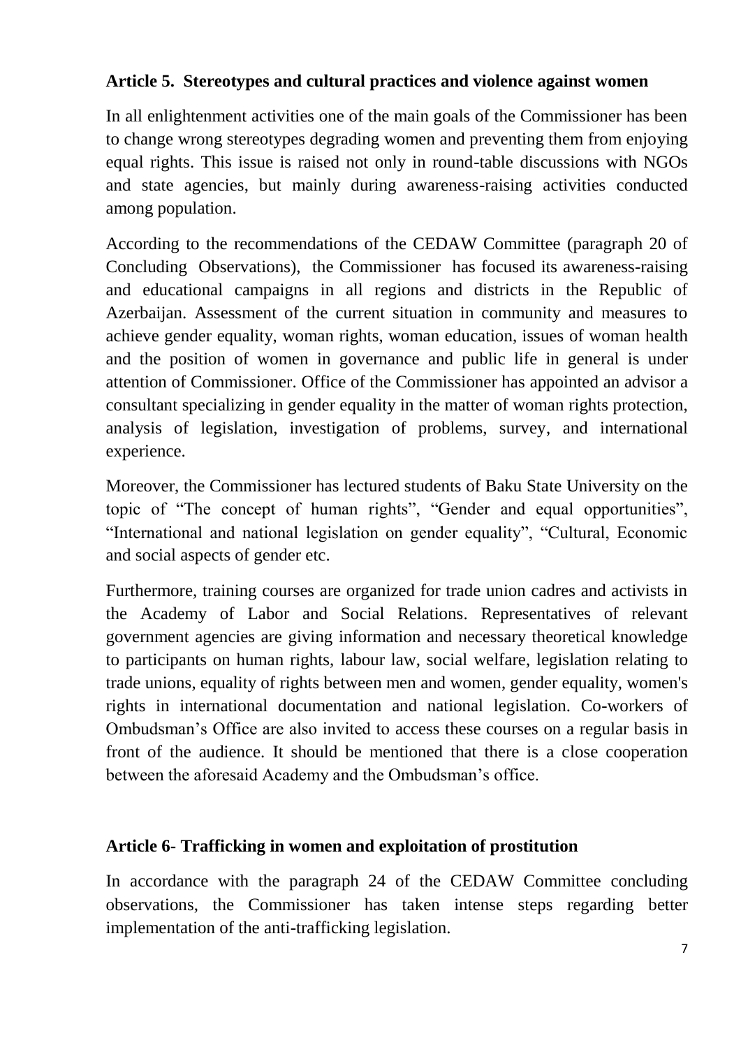**Article 5. Stereotypes and cultural practices and violence against women**

In all enlightenment activities one of the main goals of the Commissioner has been to change wrong stereotypes degrading women and preventing them from enjoying equal rights. This issue is raised not only in round-table discussions with NGOs and state agencies, but mainly during awareness-raising activities conducted among population.

According to the recommendations of the CEDAW Committee (paragraph 20 of Concluding Observations), the Commissioner has focused its awareness-raising and educational campaigns in all regions and districts in the Republic of Azerbaijan. Assessment of the current situation in community and measures to achieve gender equality, woman rights, woman education, issues of woman health and the position of women in governance and public life in general is under attention of Commissioner. Office of the Commissioner has appointed an advisor a consultant specializing in gender equality in the matter of woman rights protection, analysis of legislation, investigation of problems, survey, and international experience.

Moreover, the Commissioner has lectured students of Baku State University on the topic of "The concept of human rights", "Gender and equal opportunities", "International and national legislation on gender equality", "Cultural, Economic and social aspects of gender etc.

Furthermore, training courses are organized for trade union cadres and activists in the Academy of Labor and Social Relations. Representatives of relevant government agencies are giving information and necessary theoretical knowledge to participants on human rights, labour law, social welfare, legislation relating to trade unions, equality of rights between men and women, gender equality, women's rights in international documentation and national legislation. Co-workers of Ombudsman's Office are also invited to access these courses on a regular basis in front of the audience. It should be mentioned that there is a close cooperation between the aforesaid Academy and the Ombudsman's office.

**Article 6- Trafficking in women and exploitation of prostitution**

In accordance with the paragraph 24 of the CEDAW Committee concluding observations, the Commissioner has taken intense steps regarding better implementation of the anti-trafficking legislation.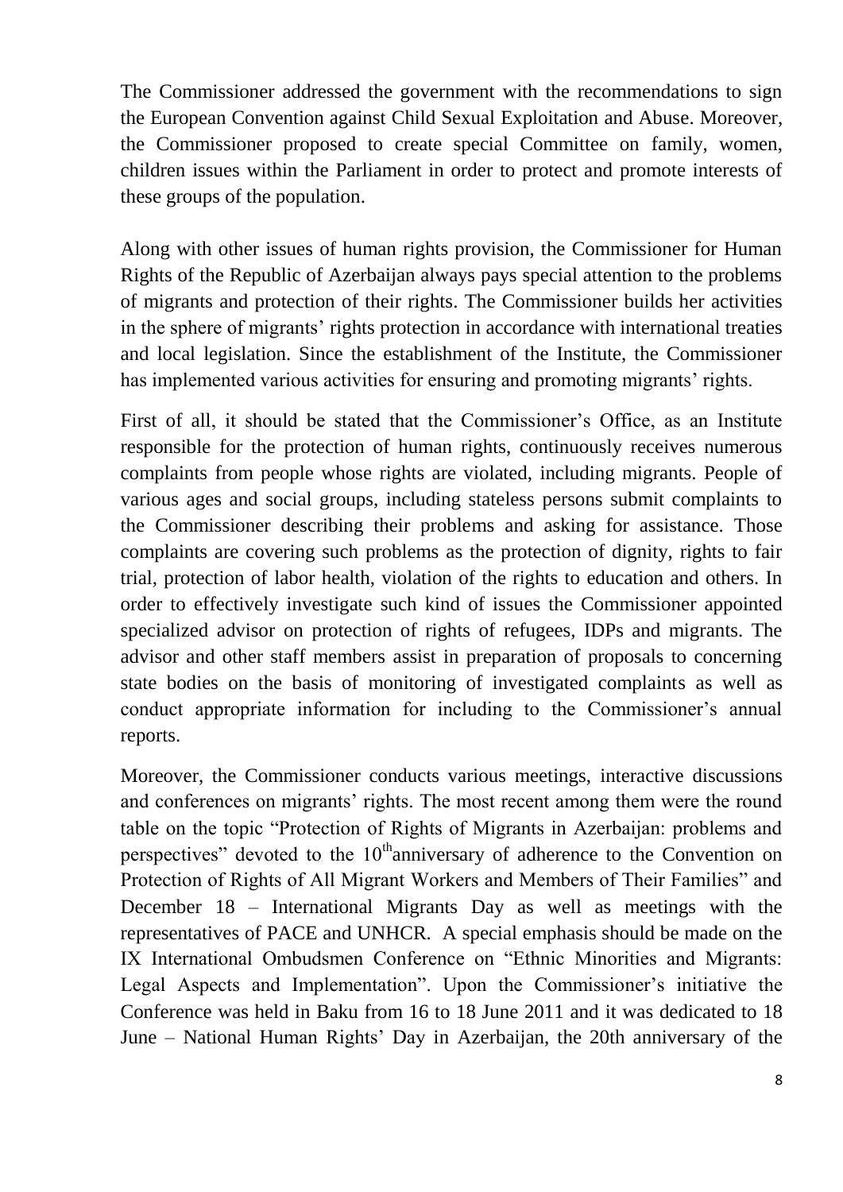The Commissioner addressed the government with the recommendations to sign the European Convention against Child Sexual Exploitation and Abuse. Moreover, the Commissioner proposed to create special Committee on family, women, children issues within the Parliament in order to protect and promote interests of these groups of the population.

Along with other issues of human rights provision, the Commissioner for Human Rights of the Republic of Azerbaijan always pays special attention to the problems of migrants and protection of their rights. The Commissioner builds her activities in the sphere of migrants' rights protection in accordance with international treaties and local legislation. Since the establishment of the Institute, the Commissioner has implemented various activities for ensuring and promoting migrants' rights.

First of all, it should be stated that the Commissioner's Office, as an Institute responsible for the protection of human rights, continuously receives numerous complaints from people whose rights are violated, including migrants. People of various ages and social groups, including stateless persons submit complaints to the Commissioner describing their problems and asking for assistance. Those complaints are covering such problems as the protection of dignity, rights to fair trial, protection of labor health, violation of the rights to education and others. In order to effectively investigate such kind of issues the Commissioner appointed specialized advisor on protection of rights of refugees, IDPs and migrants. The advisor and other staff members assist in preparation of proposals to concerning state bodies on the basis of monitoring of investigated complaints as well as conduct appropriate information for including to the Commissioner's annual reports.

Moreover, the Commissioner conducts various meetings, interactive discussions and conferences on migrants' rights. The most recent among them were the round table on the topic "Protection of Rights of Migrants in Azerbaijan: problems and perspectives" devoted to the 10th anniversary of adherence to the Convention on Protection of Rights of All Migrant Workers and Members of Their Families" and December 18 – International Migrants Day as well as meetings with the representatives of PACE and UNHCR. A special emphasis should be made on the IX International Ombudsmen Conference on "Ethnic Minorities and Migrants: Legal Aspects and Implementation". Upon the Commissioner's initiative the Conference was held in Baku from 16 to 18 June 2011 and it was dedicated to 18 June – National Human Rights' Day in Azerbaijan, the 20th anniversary of the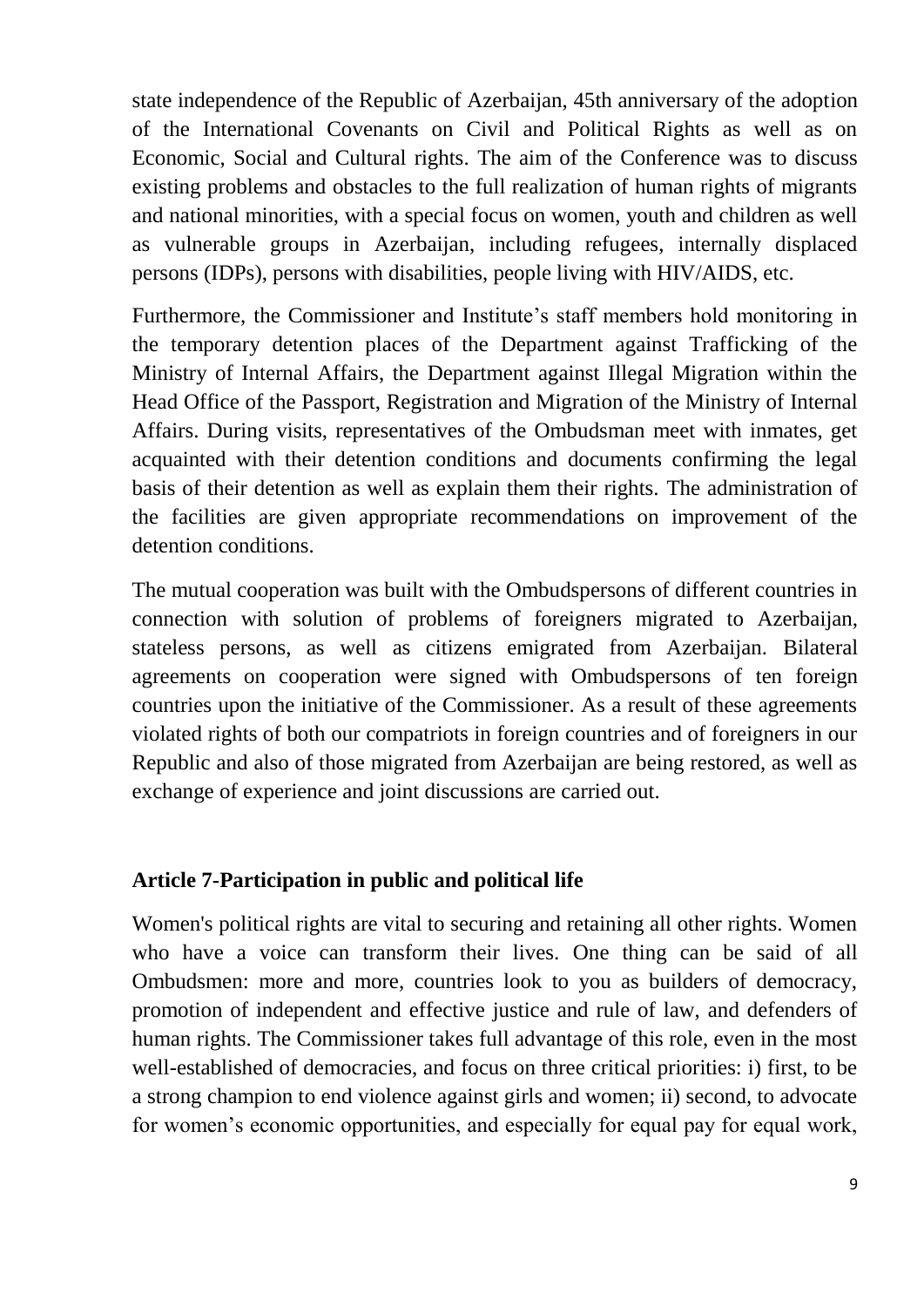state independence of the Republic of Azerbaijan, 45th anniversary of the adoption of the International Covenants on Civil and Political Rights as well as on Economic, Social and Cultural rights. The aim of the Conference was to discuss existing problems and obstacles to the full realization of human rights of migrants and national minorities, with a special focus on women, youth and children as well as vulnerable groups in Azerbaijan, including refugees, internally displaced persons (IDPs), persons with disabilities, people living with HIV/AIDS, etc.

Furthermore, the Commissioner and Institute's staff members hold monitoring in the temporary detention places of the Department against Trafficking of the Ministry of Internal Affairs, the Department against Illegal Migration within the Head Office of the Passport, Registration and Migration of the Ministry of Internal Affairs. During visits, representatives of the Ombudsman meet with inmates, get acquainted with their detention conditions and documents confirming the legal basis of their detention as well as explain them their rights. The administration of the facilities are given appropriate recommendations on improvement of the detention conditions.

The mutual cooperation was built with the Ombudspersons of different countries in connection with solution of problems of foreigners migrated to Azerbaijan, stateless persons, as well as citizens emigrated from Azerbaijan. Bilateral agreements on cooperation were signed with Ombudspersons of ten foreign countries upon the initiative of the Commissioner. As a result of these agreements violated rights of both our compatriots in foreign countries and of foreigners in our Republic and also of those migrated from Azerbaijan are being restored, as well as exchange of experience and joint discussions are carried out.

## Article 7-Participation in public and political life

Women's political rights are vital to securing and retaining all other rights. Women who have a voice can transform their lives. One thing can be said of all Ombudsmen: more and more, countries look to you as builders of democracy, promotion of independent and effective justice and rule of law, and defenders of human rights. The Commissioner takes full advantage of this role, even in the most well-established of democracies, and focus on three critical priorities: i) first, to be a strong champion to end violence against girls and women; ii) second, to advocate for women's economic opportunities, and especially for equal pay for equal work,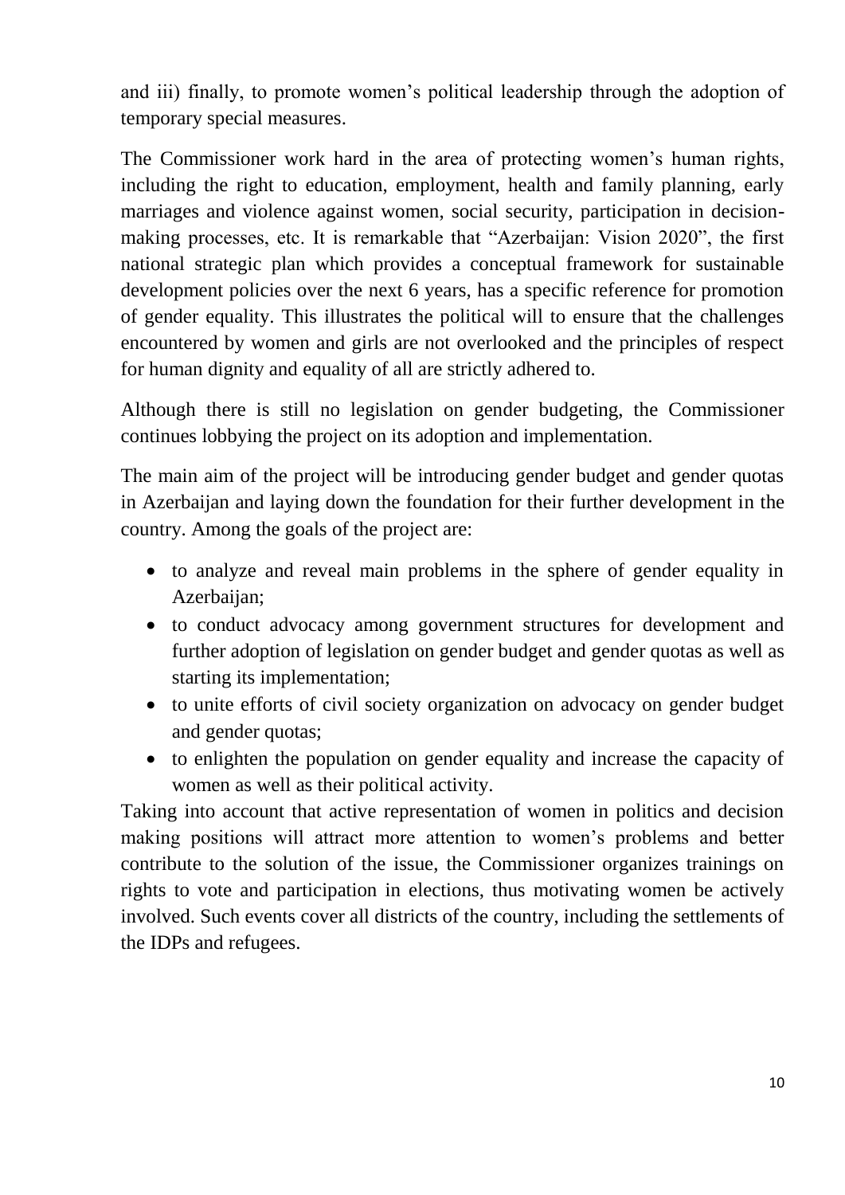and iii) finally, to promote women's political leadership through the adoption of temporary special measures.

The Commissioner work hard in the area of protecting women's human rights, including the right to education, employment, health and family planning, early marriages and violence against women, social security, participation in decision-making processes, etc. It is remarkable that "Azerbaijan: Vision 2020", the first national strategic plan which provides a conceptual framework for sustainable development policies over the next 6 years, has a specific reference for promotion of gender equality. This illustrates the political will to ensure that the challenges encountered by women and girls are not overlooked and the principles of respect for human dignity and equality of all are strictly adhered to.

Although there is still no legislation on gender budgeting, the Commissioner continues lobbying the project on its adoption and implementation.

The main aim of the project will be introducing gender budget and gender quotas in Azerbaijan and laying down the foundation for their further development in the country. Among the goals of the project are:

- to analyze and reveal main problems in the sphere of gender equality in Azerbaijan;
- to conduct advocacy among government structures for development and further adoption of legislation on gender budget and gender quotas as well as starting its implementation;
- to unite efforts of civil society organization on advocacy on gender budget and gender quotas;
- to enlighten the population on gender equality and increase the capacity of women as well as their political activity.

Taking into account that active representation of women in politics and decision making positions will attract more attention to women's problems and better contribute to the solution of the issue, the Commissioner organizes trainings on rights to vote and participation in elections, thus motivating women be actively involved. Such events cover all districts of the country, including the settlements of the IDPs and refugees.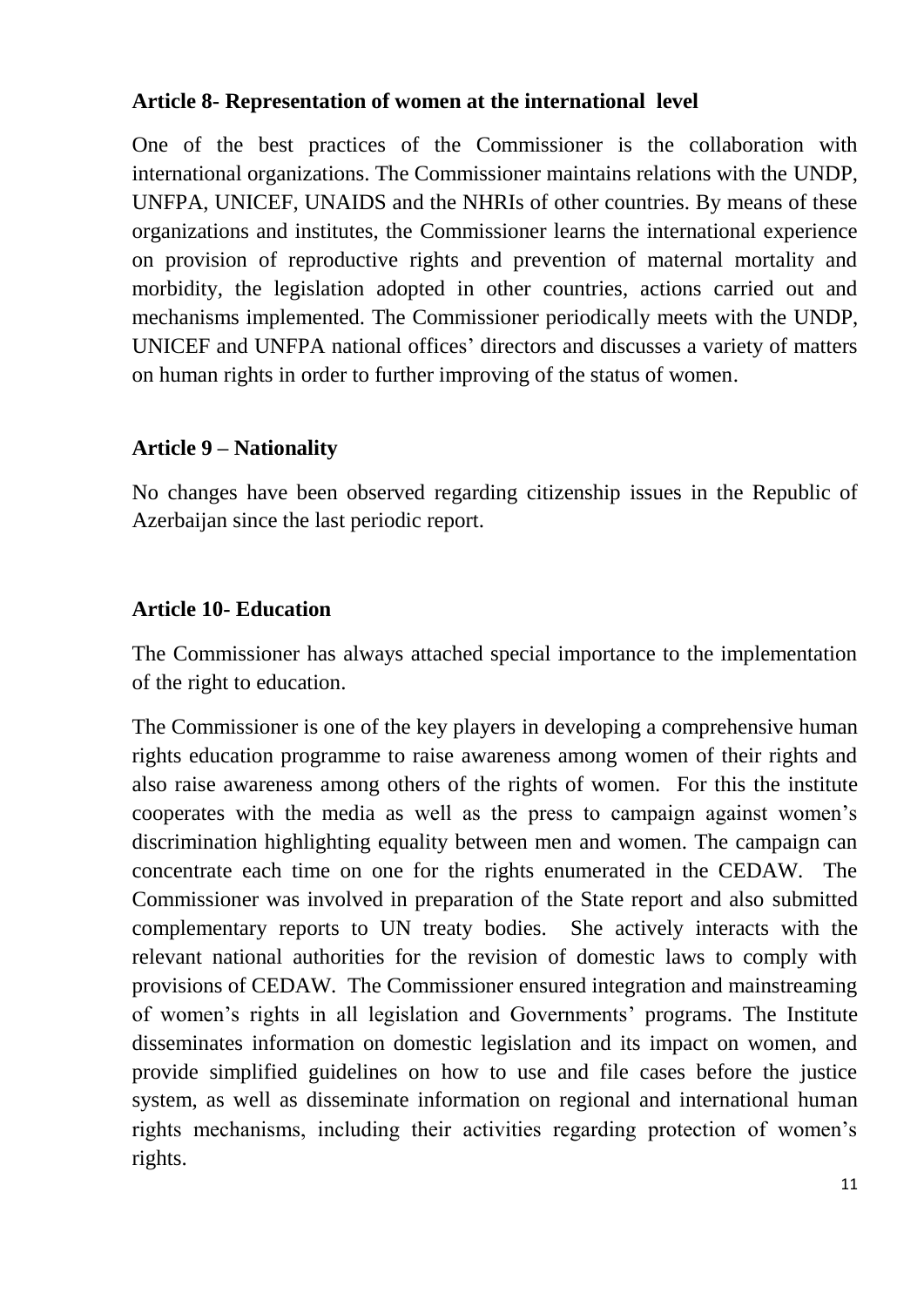**Article 8- Representation of women at the international level**

One of the best practices of the Commissioner is the collaboration with international organizations. The Commissioner maintains relations with the UNDP, UNFPA, UNICEF, UNAIDS and the NHRIs of other countries. By means of these organizations and institutes, the Commissioner learns the international experience on provision of reproductive rights and prevention of maternal mortality and morbidity, the legislation adopted in other countries, actions carried out and mechanisms implemented. The Commissioner periodically meets with the UNDP, UNICEF and UNFPA national offices' directors and discusses a variety of matters on human rights in order to further improving of the status of women.

**Article 9 – Nationality**

No changes have been observed regarding citizenship issues in the Republic of Azerbaijan since the last periodic report.

**Article 10- Education**

The Commissioner has always attached special importance to the implementation of the right to education.

The Commissioner is one of the key players in developing a comprehensive human rights education programme to raise awareness among women of their rights and also raise awareness among others of the rights of women. For this the institute cooperates with the media as well as the press to campaign against women's discrimination highlighting equality between men and women. The campaign can concentrate each time on one for the rights enumerated in the CEDAW. The Commissioner was involved in preparation of the State report and also submitted complementary reports to UN treaty bodies. She actively interacts with the relevant national authorities for the revision of domestic laws to comply with provisions of CEDAW. The Commissioner ensured integration and mainstreaming of women's rights in all legislation and Governments' programs. The Institute disseminates information on domestic legislation and its impact on women, and provide simplified guidelines on how to use and file cases before the justice system, as well as disseminate information on regional and international human rights mechanisms, including their activities regarding protection of women's rights.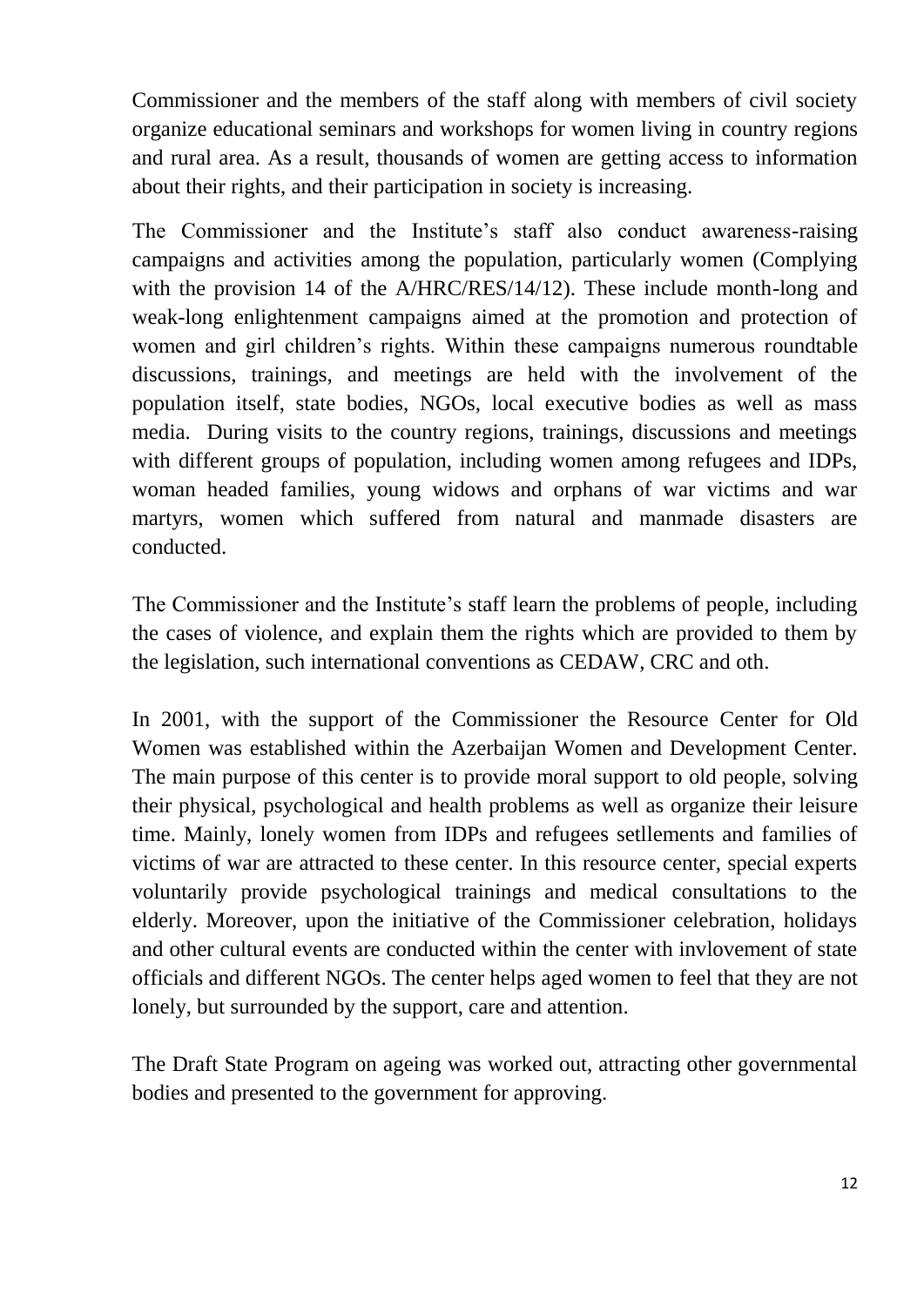Commissioner and the members of the staff along with members of civil society organize educational seminars and workshops for women living in country regions and rural area. As a result, thousands of women are getting access to information about their rights, and their participation in society is increasing.

The Commissioner and the Institute's staff also conduct awareness-raising campaigns and activities among the population, particularly women (Complying with the provision 14 of the A/HRC/RES/14/12). These include month-long and weak-long enlightenment campaigns aimed at the promotion and protection of women and girl children's rights. Within these campaigns numerous roundtable discussions, trainings, and meetings are held with the involvement of the population itself, state bodies, NGOs, local executive bodies as well as mass media. During visits to the country regions, trainings, discussions and meetings with different groups of population, including women among refugees and IDPs, woman headed families, young widows and orphans of war victims and war martyrs, women which suffered from natural and manmade disasters are conducted.

The Commissioner and the Institute's staff learn the problems of people, including the cases of violence, and explain them the rights which are provided to them by the legislation, such international conventions as CEDAW, CRC and oth.

In 2001, with the support of the Commissioner the Resource Center for Old Women was established within the Azerbaijan Women and Development Center. The main purpose of this center is to provide moral support to old people, solving their physical, psychological and health problems as well as organize their leisure time. Mainly, lonely women from IDPs and refugees setllements and families of victims of war are attracted to these center. In this resource center, special experts voluntarily provide psychological trainings and medical consultations to the elderly. Moreover, upon the initiative of the Commissioner celebration, holidays and other cultural events are conducted within the center with invlovement of state officials and different NGOs. The center helps aged women to feel that they are not lonely, but surrounded by the support, care and attention.

The Draft State Program on ageing was worked out, attracting other governmental bodies and presented to the government for approving.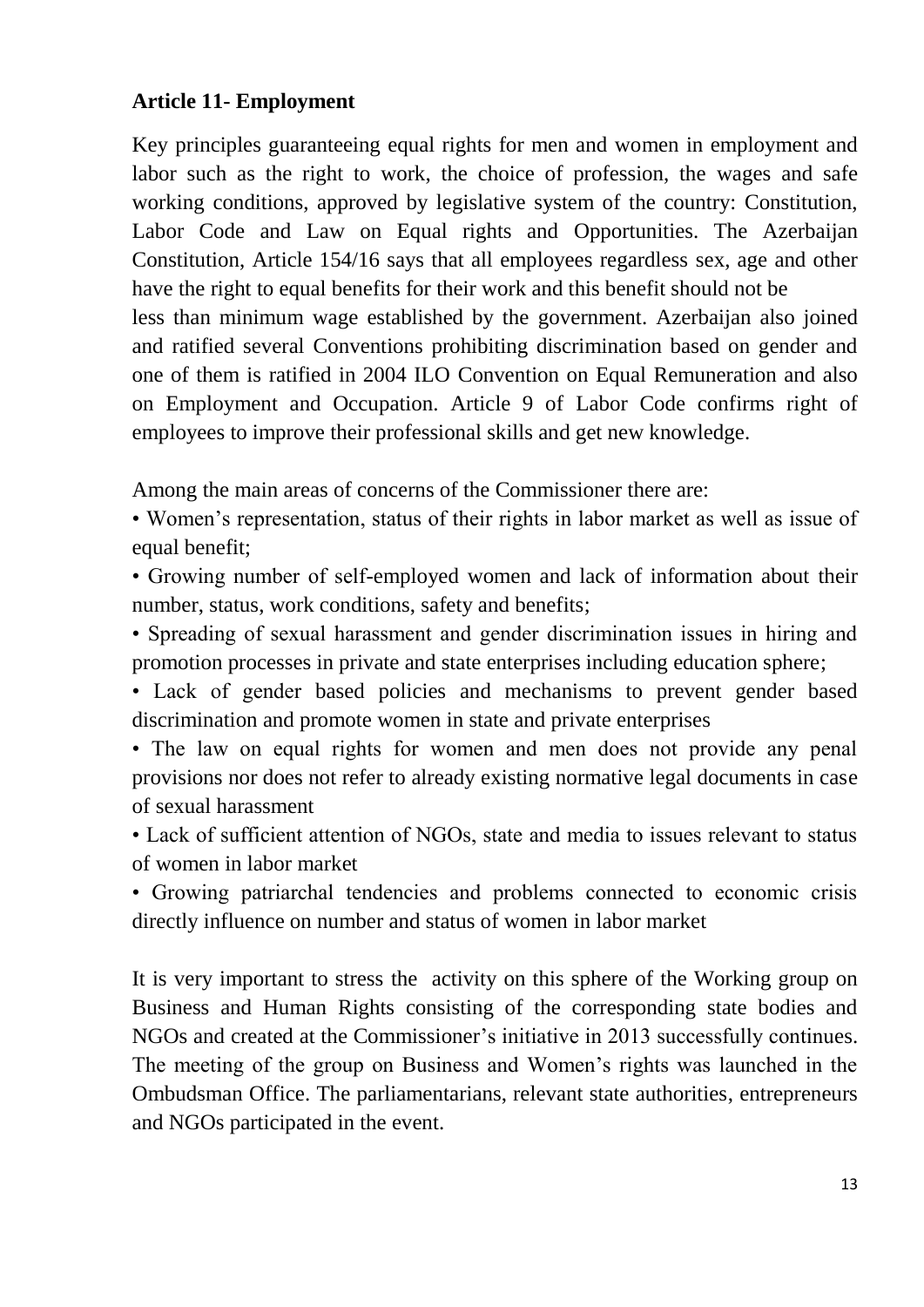**Article 11- Employment**

Key principles guaranteeing equal rights for men and women in employment and labor such as the right to work, the choice of profession, the wages and safe working conditions, approved by legislative system of the country: Constitution, Labor Code and Law on Equal rights and Opportunities. The Azerbaijan Constitution, Article 154/16 says that all employees regardless sex, age and other have the right to equal benefits for their work and this benefit should not be less than minimum wage established by the government. Azerbaijan also joined and ratified several Conventions prohibiting discrimination based on gender and one of them is ratified in 2004 ILO Convention on Equal Remuneration and also on Employment and Occupation. Article 9 of Labor Code confirms right of employees to improve their professional skills and get new knowledge.

Among the main areas of concerns of the Commissioner there are:

- Women's representation, status of their rights in labor market as well as issue of equal benefit;
- Growing number of self-employed women and lack of information about their number, status, work conditions, safety and benefits;
- Spreading of sexual harassment and gender discrimination issues in hiring and promotion processes in private and state enterprises including education sphere;
- Lack of gender based policies and mechanisms to prevent gender based discrimination and promote women in state and private enterprises
- The law on equal rights for women and men does not provide any penal provisions nor does not refer to already existing normative legal documents in case of sexual harassment
- Lack of sufficient attention of NGOs, state and media to issues relevant to status of women in labor market
- Growing patriarchal tendencies and problems connected to economic crisis directly influence on number and status of women in labor market

It is very important to stress the activity on this sphere of the Working group on Business and Human Rights consisting of the corresponding state bodies and NGOs and created at the Commissioner's initiative in 2013 successfully continues. The meeting of the group on Business and Women's rights was launched in the Ombudsman Office. The parliamentarians, relevant state authorities, entrepreneurs and NGOs participated in the event.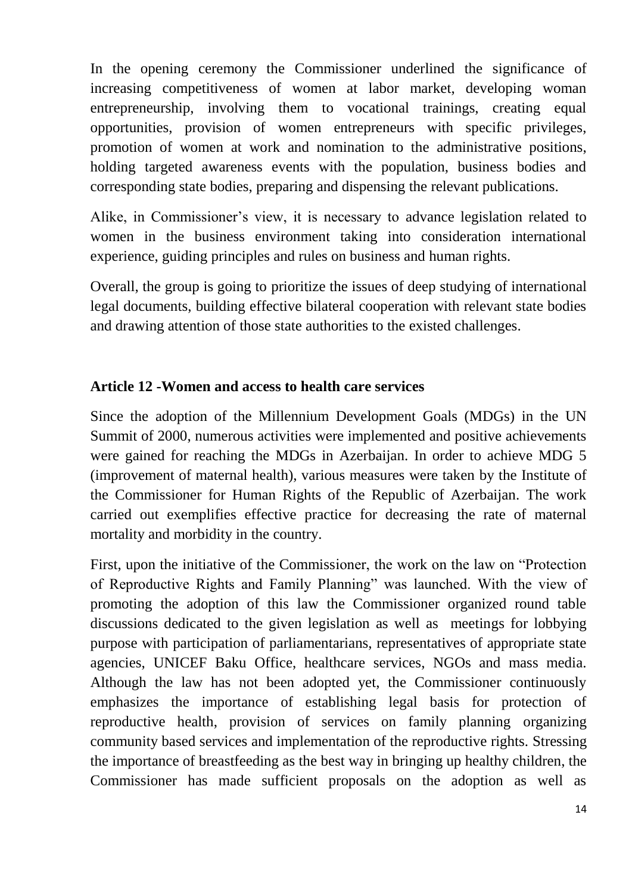In the opening ceremony the Commissioner underlined the significance of increasing competitiveness of women at labor market, developing woman entrepreneurship, involving them to vocational trainings, creating equal opportunities, provision of women entrepreneurs with specific privileges, promotion of women at work and nomination to the administrative positions, holding targeted awareness events with the population, business bodies and corresponding state bodies, preparing and dispensing the relevant publications.

Alike, in Commissioner's view, it is necessary to advance legislation related to women in the business environment taking into consideration international experience, guiding principles and rules on business and human rights.

Overall, the group is going to prioritize the issues of deep studying of international legal documents, building effective bilateral cooperation with relevant state bodies and drawing attention of those state authorities to the existed challenges.

**Article 12 -Women and access to health care services**

Since the adoption of the Millennium Development Goals (MDGs) in the UN Summit of 2000, numerous activities were implemented and positive achievements were gained for reaching the MDGs in Azerbaijan. In order to achieve MDG 5 (improvement of maternal health), various measures were taken by the Institute of the Commissioner for Human Rights of the Republic of Azerbaijan. The work carried out exemplifies effective practice for decreasing the rate of maternal mortality and morbidity in the country.

First, upon the initiative of the Commissioner, the work on the law on "Protection of Reproductive Rights and Family Planning" was launched. With the view of promoting the adoption of this law the Commissioner organized round table discussions dedicated to the given legislation as well as meetings for lobbying purpose with participation of parliamentarians, representatives of appropriate state agencies, UNICEF Baku Office, healthcare services, NGOs and mass media. Although the law has not been adopted yet, the Commissioner continuously emphasizes the importance of establishing legal basis for protection of reproductive health, provision of services on family planning organizing community based services and implementation of the reproductive rights. Stressing the importance of breastfeeding as the best way in bringing up healthy children, the Commissioner has made sufficient proposals on the adoption as well as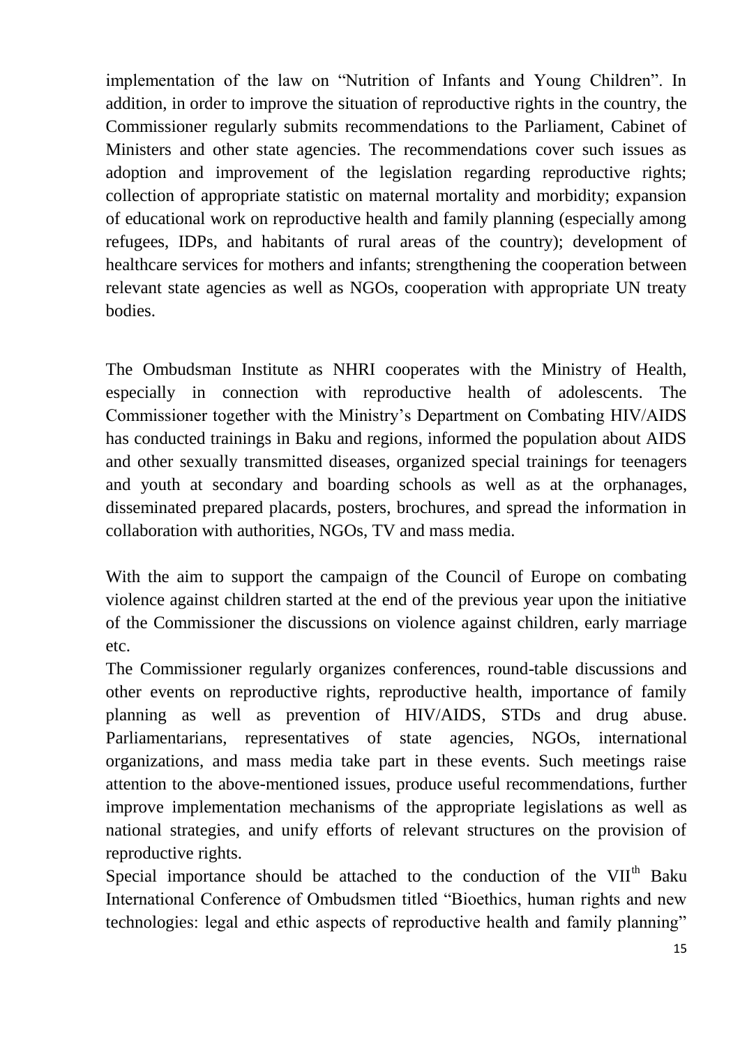implementation of the law on "Nutrition of Infants and Young Children". In addition, in order to improve the situation of reproductive rights in the country, the Commissioner regularly submits recommendations to the Parliament, Cabinet of Ministers and other state agencies. The recommendations cover such issues as adoption and improvement of the legislation regarding reproductive rights; collection of appropriate statistic on maternal mortality and morbidity; expansion of educational work on reproductive health and family planning (especially among refugees, IDPs, and habitants of rural areas of the country); development of healthcare services for mothers and infants; strengthening the cooperation between relevant state agencies as well as NGOs, cooperation with appropriate UN treaty bodies.

The Ombudsman Institute as NHRI cooperates with the Ministry of Health, especially in connection with reproductive health of adolescents. The Commissioner together with the Ministry's Department on Combating HIV/AIDS has conducted trainings in Baku and regions, informed the population about AIDS and other sexually transmitted diseases, organized special trainings for teenagers and youth at secondary and boarding schools as well as at the orphanages, disseminated prepared placards, posters, brochures, and spread the information in collaboration with authorities, NGOs, TV and mass media.

With the aim to support the campaign of the Council of Europe on combating violence against children started at the end of the previous year upon the initiative of the Commissioner the discussions on violence against children, early marriage etc.

The Commissioner regularly organizes conferences, round-table discussions and other events on reproductive rights, reproductive health, importance of family planning as well as prevention of HIV/AIDS, STDs and drug abuse. Parliamentarians, representatives of state agencies, NGOs, international organizations, and mass media take part in these events. Such meetings raise attention to the above-mentioned issues, produce useful recommendations, further improve implementation mechanisms of the appropriate legislations as well as national strategies, and unify efforts of relevant structures on the provision of reproductive rights.

Special importance should be attached to the conduction of the VII[th] Baku International Conference of Ombudsmen titled "Bioethics, human rights and new technologies: legal and ethic aspects of reproductive health and family planning"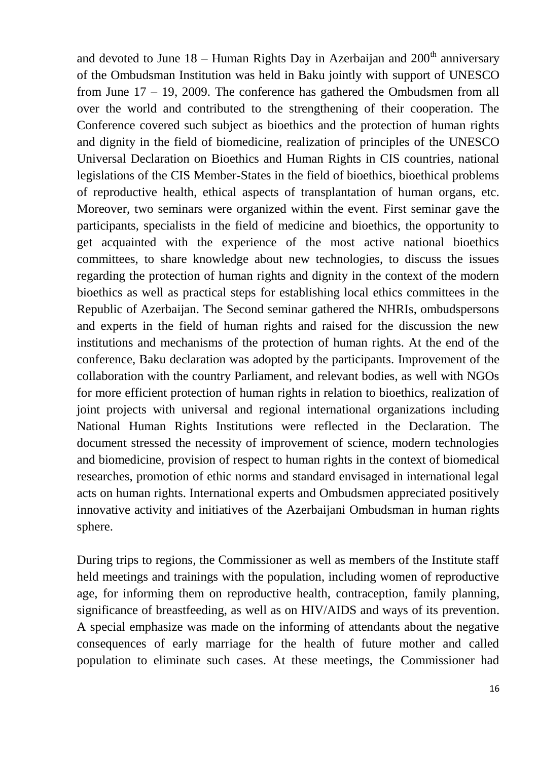and devoted to June 18 – Human Rights Day in Azerbaijan and 200th anniversary of the Ombudsman Institution was held in Baku jointly with support of UNESCO from June 17 – 19, 2009. The conference has gathered the Ombudsmen from all over the world and contributed to the strengthening of their cooperation. The Conference covered such subject as bioethics and the protection of human rights and dignity in the field of biomedicine, realization of principles of the UNESCO Universal Declaration on Bioethics and Human Rights in CIS countries, national legislations of the CIS Member-States in the field of bioethics, bioethical problems of reproductive health, ethical aspects of transplantation of human organs, etc. Moreover, two seminars were organized within the event. First seminar gave the participants, specialists in the field of medicine and bioethics, the opportunity to get acquainted with the experience of the most active national bioethics committees, to share knowledge about new technologies, to discuss the issues regarding the protection of human rights and dignity in the context of the modern bioethics as well as practical steps for establishing local ethics committees in the Republic of Azerbaijan. The Second seminar gathered the NHRIs, ombudspersons and experts in the field of human rights and raised for the discussion the new institutions and mechanisms of the protection of human rights. At the end of the conference, Baku declaration was adopted by the participants. Improvement of the collaboration with the country Parliament, and relevant bodies, as well with NGOs for more efficient protection of human rights in relation to bioethics, realization of joint projects with universal and regional international organizations including National Human Rights Institutions were reflected in the Declaration. The document stressed the necessity of improvement of science, modern technologies and biomedicine, provision of respect to human rights in the context of biomedical researches, promotion of ethic norms and standard envisaged in international legal acts on human rights. International experts and Ombudsmen appreciated positively innovative activity and initiatives of the Azerbaijani Ombudsman in human rights sphere.

During trips to regions, the Commissioner as well as members of the Institute staff held meetings and trainings with the population, including women of reproductive age, for informing them on reproductive health, contraception, family planning, significance of breastfeeding, as well as on HIV/AIDS and ways of its prevention. A special emphasize was made on the informing of attendants about the negative consequences of early marriage for the health of future mother and called population to eliminate such cases. At these meetings, the Commissioner had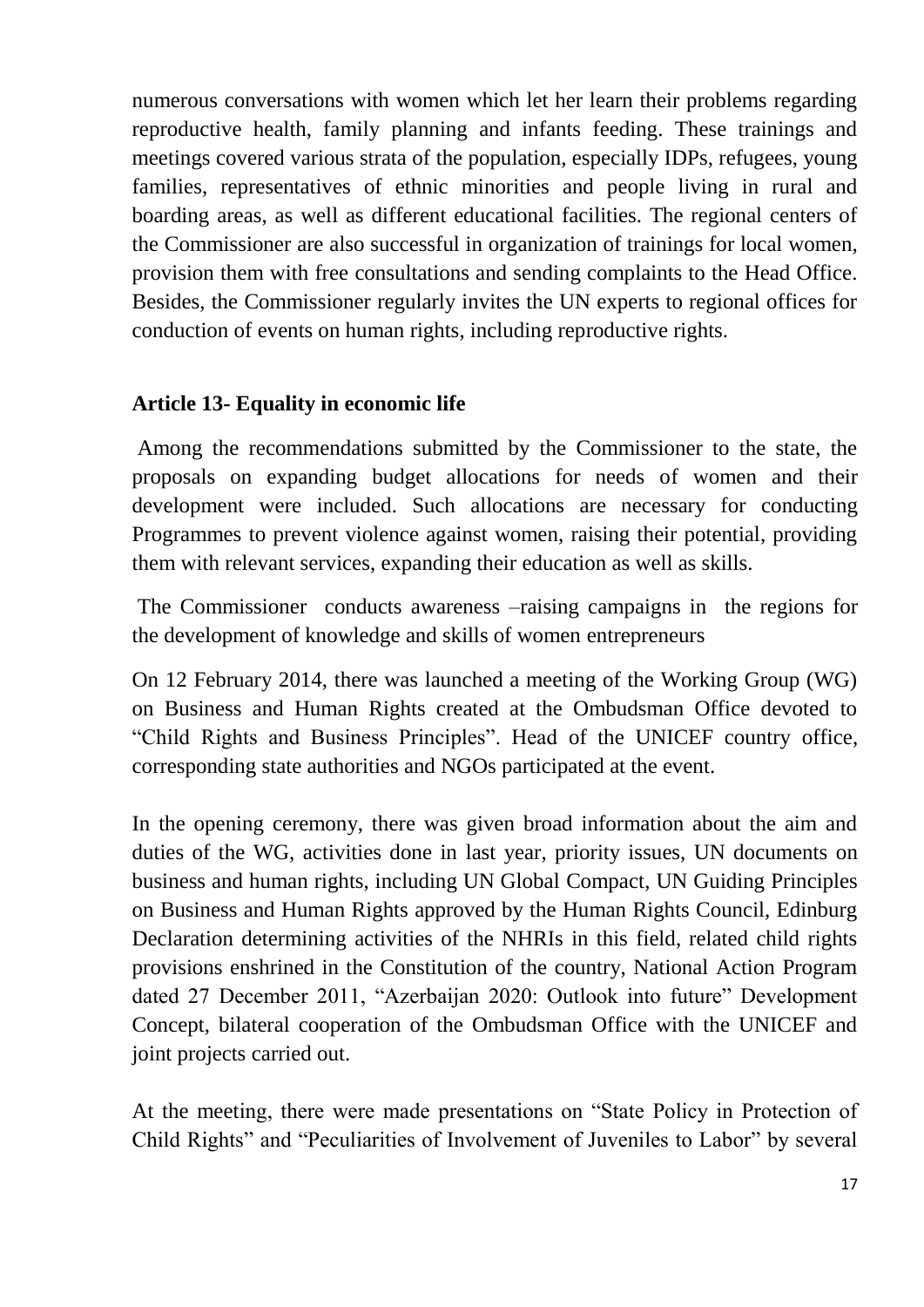numerous conversations with women which let her learn their problems regarding reproductive health, family planning and infants feeding. These trainings and meetings covered various strata of the population, especially IDPs, refugees, young families, representatives of ethnic minorities and people living in rural and boarding areas, as well as different educational facilities. The regional centers of the Commissioner are also successful in organization of trainings for local women, provision them with free consultations and sending complaints to the Head Office. Besides, the Commissioner regularly invites the UN experts to regional offices for conduction of events on human rights, including reproductive rights.

**Article 13- Equality in economic life**

Among the recommendations submitted by the Commissioner to the state, the proposals on expanding budget allocations for needs of women and their development were included. Such allocations are necessary for conducting Programmes to prevent violence against women, raising their potential, providing them with relevant services, expanding their education as well as skills.

The Commissioner conducts awareness –raising campaigns in the regions for the development of knowledge and skills of women entrepreneurs

On 12 February 2014, there was launched a meeting of the Working Group (WG) on Business and Human Rights created at the Ombudsman Office devoted to "Child Rights and Business Principles". Head of the UNICEF country office, corresponding state authorities and NGOs participated at the event.

In the opening ceremony, there was given broad information about the aim and duties of the WG, activities done in last year, priority issues, UN documents on business and human rights, including UN Global Compact, UN Guiding Principles on Business and Human Rights approved by the Human Rights Council, Edinburg Declaration determining activities of the NHRIs in this field, related child rights provisions enshrined in the Constitution of the country, National Action Program dated 27 December 2011, "Azerbaijan 2020: Outlook into future" Development Concept, bilateral cooperation of the Ombudsman Office with the UNICEF and joint projects carried out.

At the meeting, there were made presentations on "State Policy in Protection of Child Rights" and "Peculiarities of Involvement of Juveniles to Labor" by several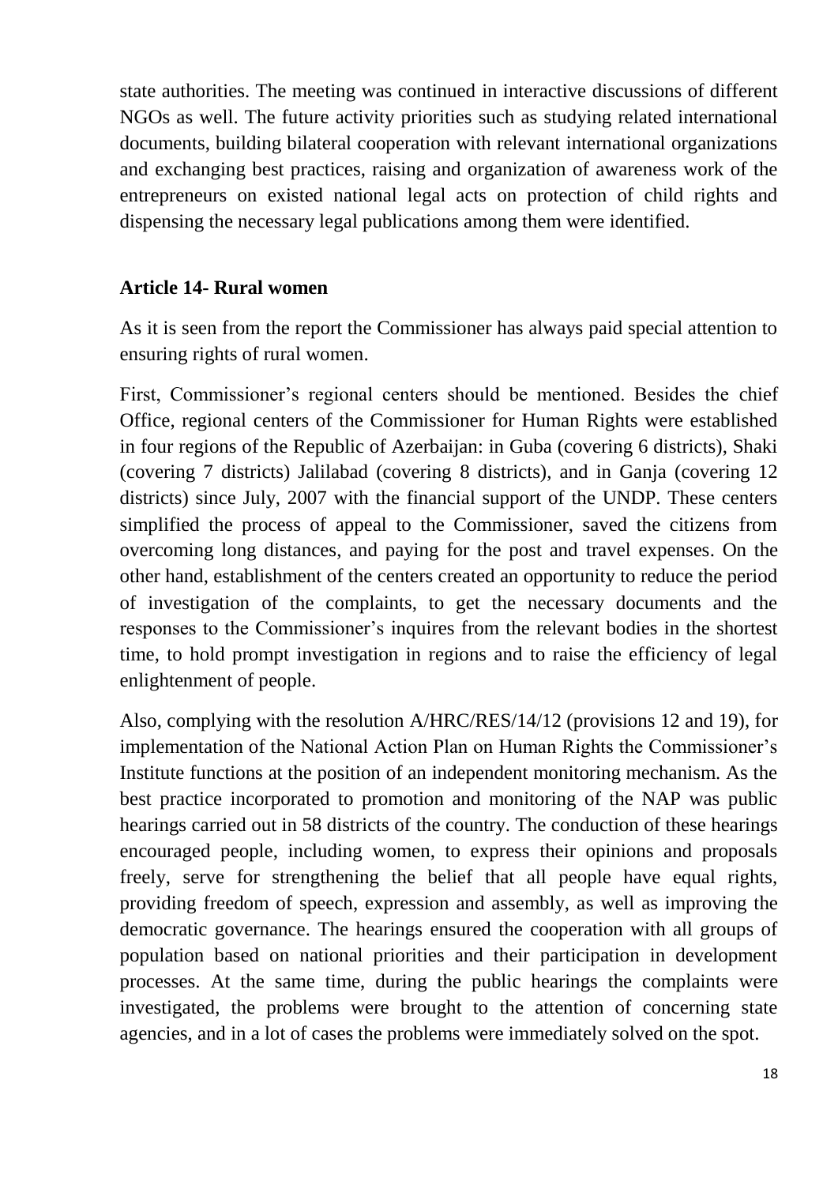state authorities. The meeting was continued in interactive discussions of different NGOs as well. The future activity priorities such as studying related international documents, building bilateral cooperation with relevant international organizations and exchanging best practices, raising and organization of awareness work of the entrepreneurs on existed national legal acts on protection of child rights and dispensing the necessary legal publications among them were identified.

**Article 14- Rural women**

As it is seen from the report the Commissioner has always paid special attention to ensuring rights of rural women.

First, Commissioner's regional centers should be mentioned. Besides the chief Office, regional centers of the Commissioner for Human Rights were established in four regions of the Republic of Azerbaijan: in Guba (covering 6 districts), Shaki (covering 7 districts) Jalilabad (covering 8 districts), and in Ganja (covering 12 districts) since July, 2007 with the financial support of the UNDP. These centers simplified the process of appeal to the Commissioner, saved the citizens from overcoming long distances, and paying for the post and travel expenses. On the other hand, establishment of the centers created an opportunity to reduce the period of investigation of the complaints, to get the necessary documents and the responses to the Commissioner's inquires from the relevant bodies in the shortest time, to hold prompt investigation in regions and to raise the efficiency of legal enlightenment of people.

Also, complying with the resolution A/HRC/RES/14/12 (provisions 12 and 19), for implementation of the National Action Plan on Human Rights the Commissioner's Institute functions at the position of an independent monitoring mechanism. As the best practice incorporated to promotion and monitoring of the NAP was public hearings carried out in 58 districts of the country. The conduction of these hearings encouraged people, including women, to express their opinions and proposals freely, serve for strengthening the belief that all people have equal rights, providing freedom of speech, expression and assembly, as well as improving the democratic governance. The hearings ensured the cooperation with all groups of population based on national priorities and their participation in development processes. At the same time, during the public hearings the complaints were investigated, the problems were brought to the attention of concerning state agencies, and in a lot of cases the problems were immediately solved on the spot.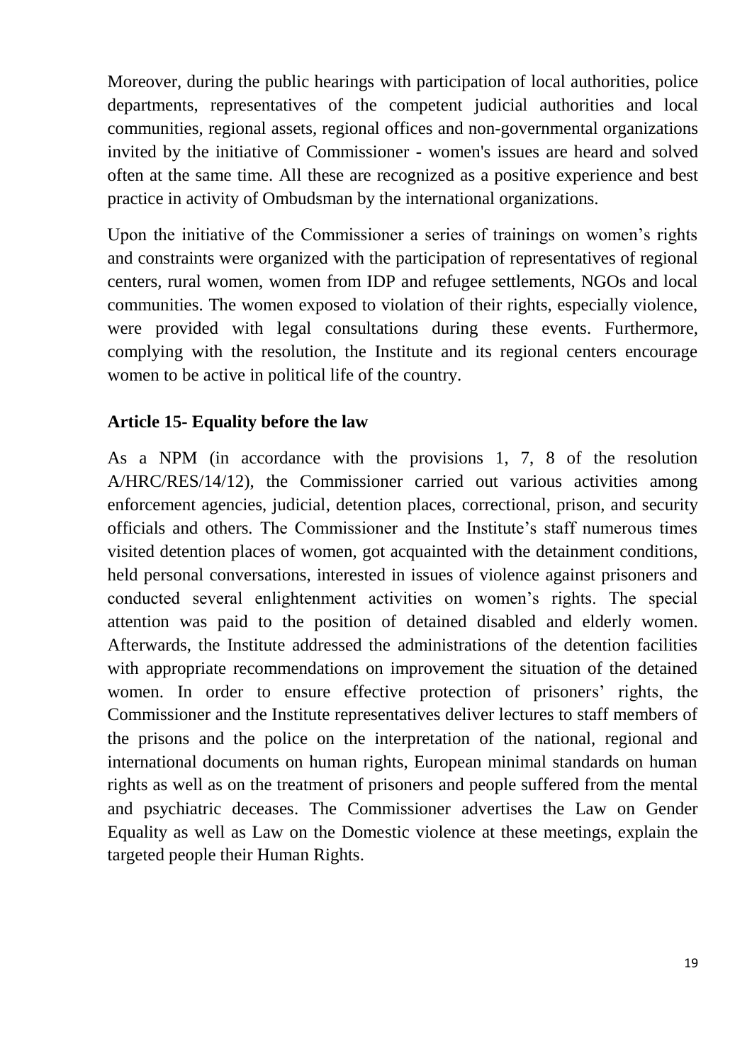Moreover, during the public hearings with participation of local authorities, police departments, representatives of the competent judicial authorities and local communities, regional assets, regional offices and non-governmental organizations invited by the initiative of Commissioner - women's issues are heard and solved often at the same time. All these are recognized as a positive experience and best practice in activity of Ombudsman by the international organizations.

Upon the initiative of the Commissioner a series of trainings on women's rights and constraints were organized with the participation of representatives of regional centers, rural women, women from IDP and refugee settlements, NGOs and local communities. The women exposed to violation of their rights, especially violence, were provided with legal consultations during these events. Furthermore, complying with the resolution, the Institute and its regional centers encourage women to be active in political life of the country.

**Article 15- Equality before the law**

As a NPM (in accordance with the provisions 1, 7, 8 of the resolution A/HRC/RES/14/12), the Commissioner carried out various activities among enforcement agencies, judicial, detention places, correctional, prison, and security officials and others. The Commissioner and the Institute's staff numerous times visited detention places of women, got acquainted with the detainment conditions, held personal conversations, interested in issues of violence against prisoners and conducted several enlightenment activities on women's rights. The special attention was paid to the position of detained disabled and elderly women. Afterwards, the Institute addressed the administrations of the detention facilities with appropriate recommendations on improvement the situation of the detained women. In order to ensure effective protection of prisoners' rights, the Commissioner and the Institute representatives deliver lectures to staff members of the prisons and the police on the interpretation of the national, regional and international documents on human rights, European minimal standards on human rights as well as on the treatment of prisoners and people suffered from the mental and psychiatric deceases. The Commissioner advertises the Law on Gender Equality as well as Law on the Domestic violence at these meetings, explain the targeted people their Human Rights.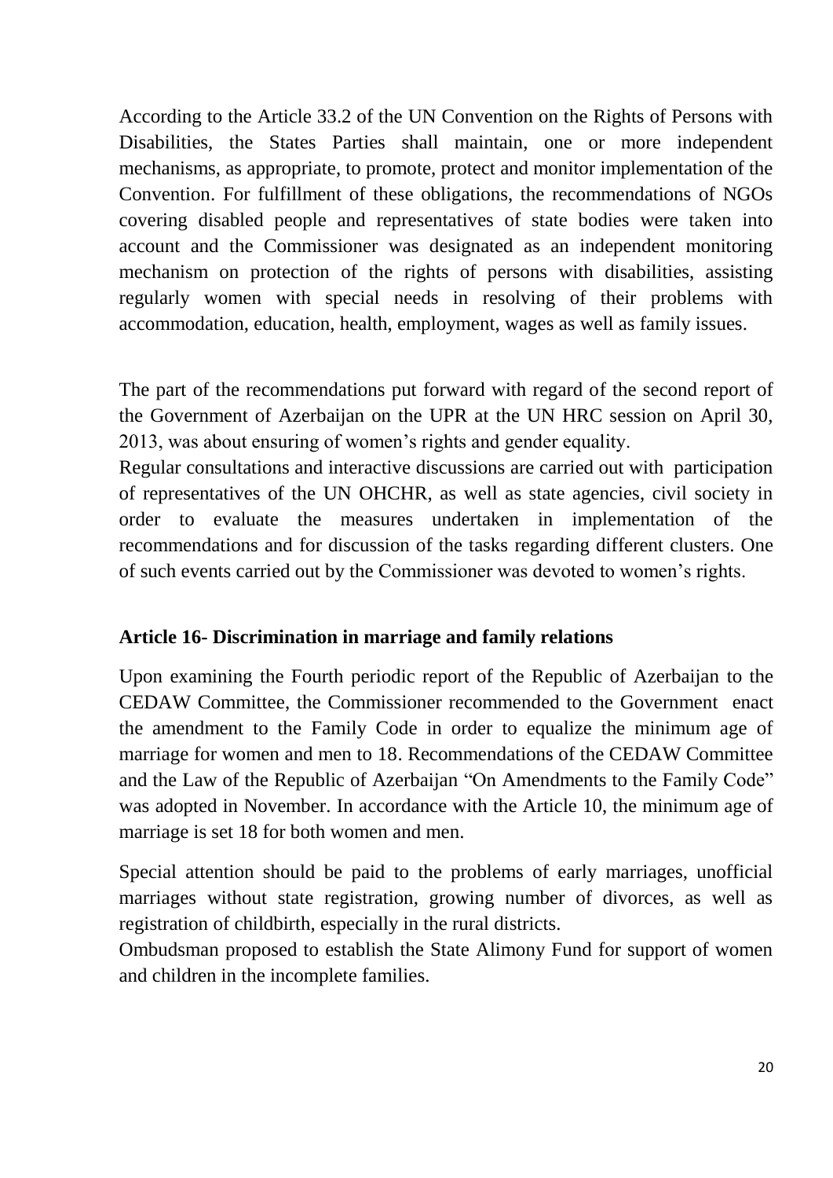According to the Article 33.2 of the UN Convention on the Rights of Persons with Disabilities, the States Parties shall maintain, one or more independent mechanisms, as appropriate, to promote, protect and monitor implementation of the Convention. For fulfillment of these obligations, the recommendations of NGOs covering disabled people and representatives of state bodies were taken into account and the Commissioner was designated as an independent monitoring mechanism on protection of the rights of persons with disabilities, assisting regularly women with special needs in resolving of their problems with accommodation, education, health, employment, wages as well as family issues.

The part of the recommendations put forward with regard of the second report of the Government of Azerbaijan on the UPR at the UN HRC session on April 30, 2013, was about ensuring of women's rights and gender equality.
Regular consultations and interactive discussions are carried out with participation of representatives of the UN OHCHR, as well as state agencies, civil society in order to evaluate the measures undertaken in implementation of the recommendations and for discussion of the tasks regarding different clusters. One of such events carried out by the Commissioner was devoted to women's rights.

**Article 16- Discrimination in marriage and family relations**

Upon examining the Fourth periodic report of the Republic of Azerbaijan to the CEDAW Committee, the Commissioner recommended to the Government enact the amendment to the Family Code in order to equalize the minimum age of marriage for women and men to 18. Recommendations of the CEDAW Committee and the Law of the Republic of Azerbaijan "On Amendments to the Family Code" was adopted in November. In accordance with the Article 10, the minimum age of marriage is set 18 for both women and men.

Special attention should be paid to the problems of early marriages, unofficial marriages without state registration, growing number of divorces, as well as registration of childbirth, especially in the rural districts.
Ombudsman proposed to establish the State Alimony Fund for support of women and children in the incomplete families.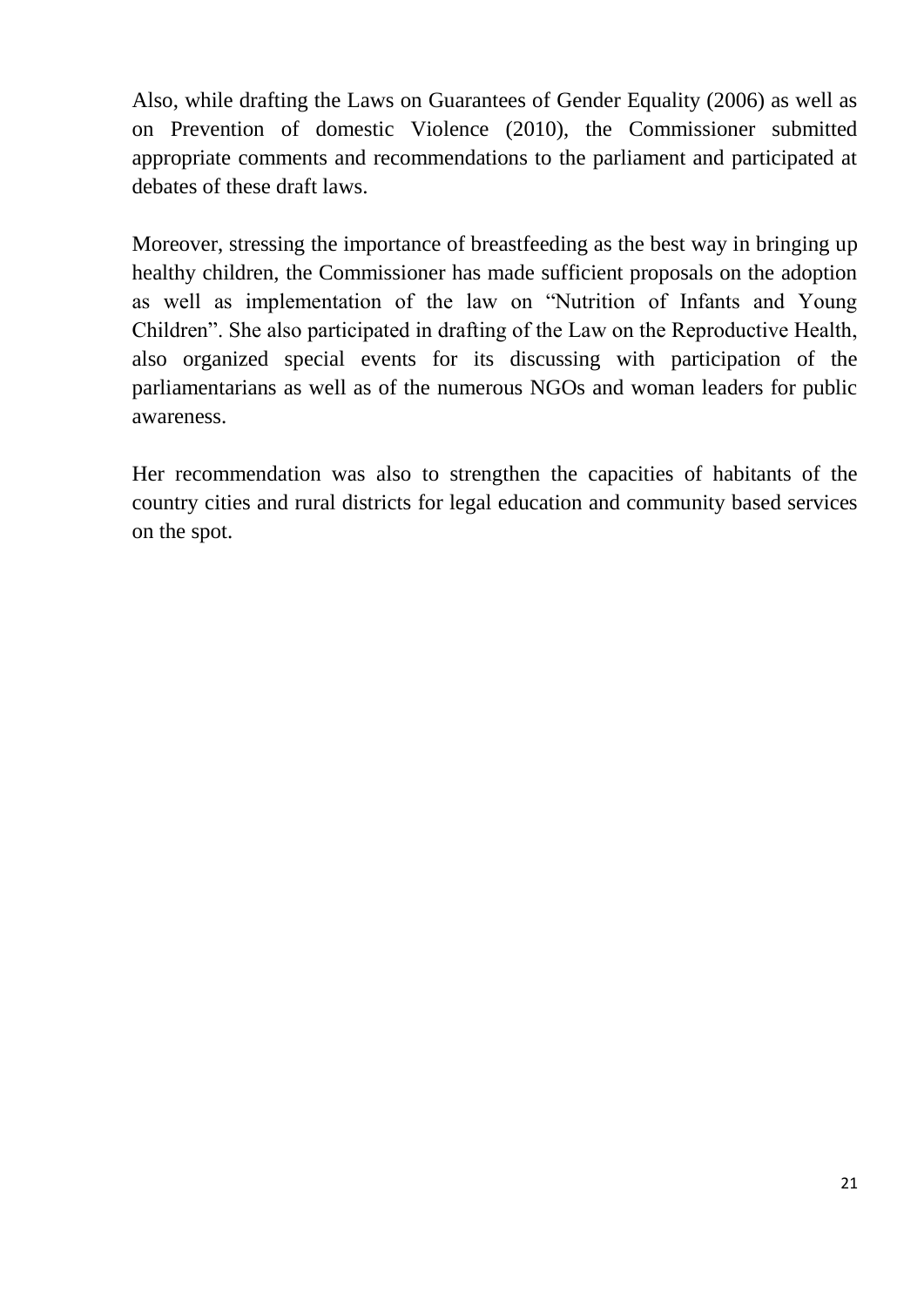Also, while drafting the Laws on Guarantees of Gender Equality (2006) as well as on Prevention of domestic Violence (2010), the Commissioner submitted appropriate comments and recommendations to the parliament and participated at debates of these draft laws.

Moreover, stressing the importance of breastfeeding as the best way in bringing up healthy children, the Commissioner has made sufficient proposals on the adoption as well as implementation of the law on "Nutrition of Infants and Young Children". She also participated in drafting of the Law on the Reproductive Health, also organized special events for its discussing with participation of the parliamentarians as well as of the numerous NGOs and woman leaders for public awareness.

Her recommendation was also to strengthen the capacities of habitants of the country cities and rural districts for legal education and community based services on the spot.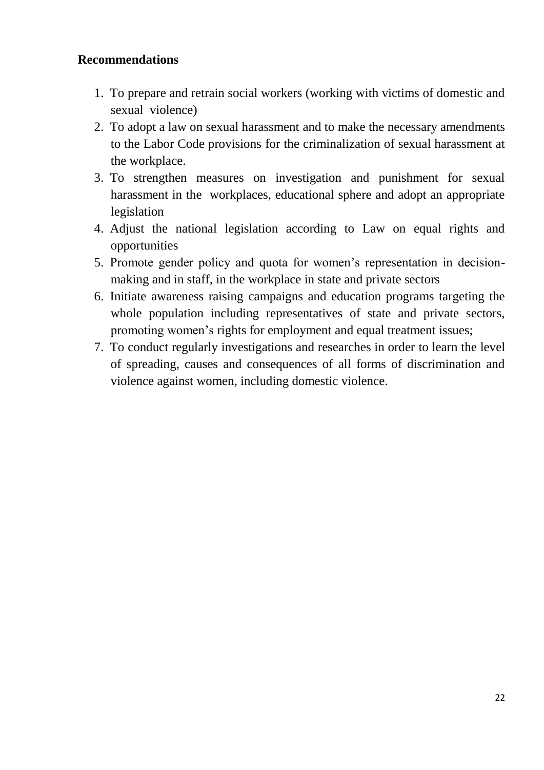**Recommendations**

1. To prepare and retrain social workers (working with victims of domestic and sexual violence)
2. To adopt a law on sexual harassment and to make the necessary amendments to the Labor Code provisions for the criminalization of sexual harassment at the workplace.
3. To strengthen measures on investigation and punishment for sexual harassment in the workplaces, educational sphere and adopt an appropriate legislation
4. Adjust the national legislation according to Law on equal rights and opportunities
5. Promote gender policy and quota for women's representation in decision-making and in staff, in the workplace in state and private sectors
6. Initiate awareness raising campaigns and education programs targeting the whole population including representatives of state and private sectors, promoting women's rights for employment and equal treatment issues;
7. To conduct regularly investigations and researches in order to learn the level of spreading, causes and consequences of all forms of discrimination and violence against women, including domestic violence.